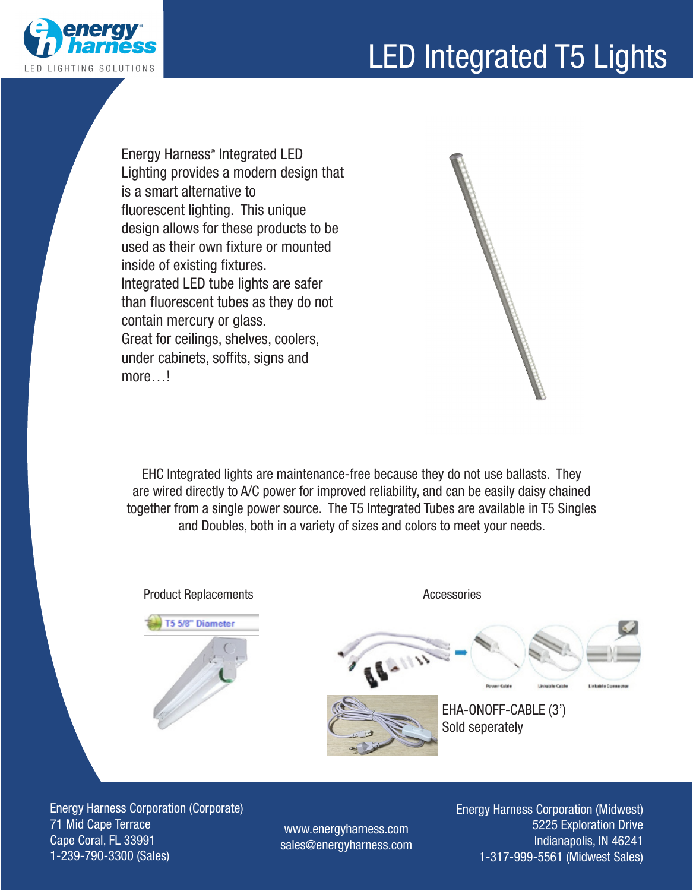energy harness
LED LIGHTING SOLUTIONS

# LED Integrated T5 Lights

Energy Harness® Integrated LED Lighting provides a modern design that is a smart alternative to fluorescent lighting. This unique design allows for these products to be used as their own fixture or mounted inside of existing fixtures.
Integrated LED tube lights are safer than fluorescent tubes as they do not contain mercury or glass.
Great for ceilings, shelves, coolers, under cabinets, soffits, signs and more…!

EHC Integrated lights are maintenance-free because they do not use ballasts. They are wired directly to A/C power for improved reliability, and can be easily daisy chained together from a single power source. The T5 Integrated Tubes are available in T5 Singles and Doubles, both in a variety of sizes and colors to meet your needs.

## Product Replacements

T5 5/8" Diameter

## Accessories

Power Cable
Linkable Cable
Linkable Connector

EHA-ONOFF-CABLE (3')
Sold seperately

Energy Harness Corporation (Corporate)
71 Mid Cape Terrace
Cape Coral, FL 33991
1-239-790-3300 (Sales)

www.energyharness.com
sales@energyharness.com

Energy Harness Corporation (Midwest)
5225 Exploration Drive
Indianapolis, IN 46241
1-317-999-5561 (Midwest Sales)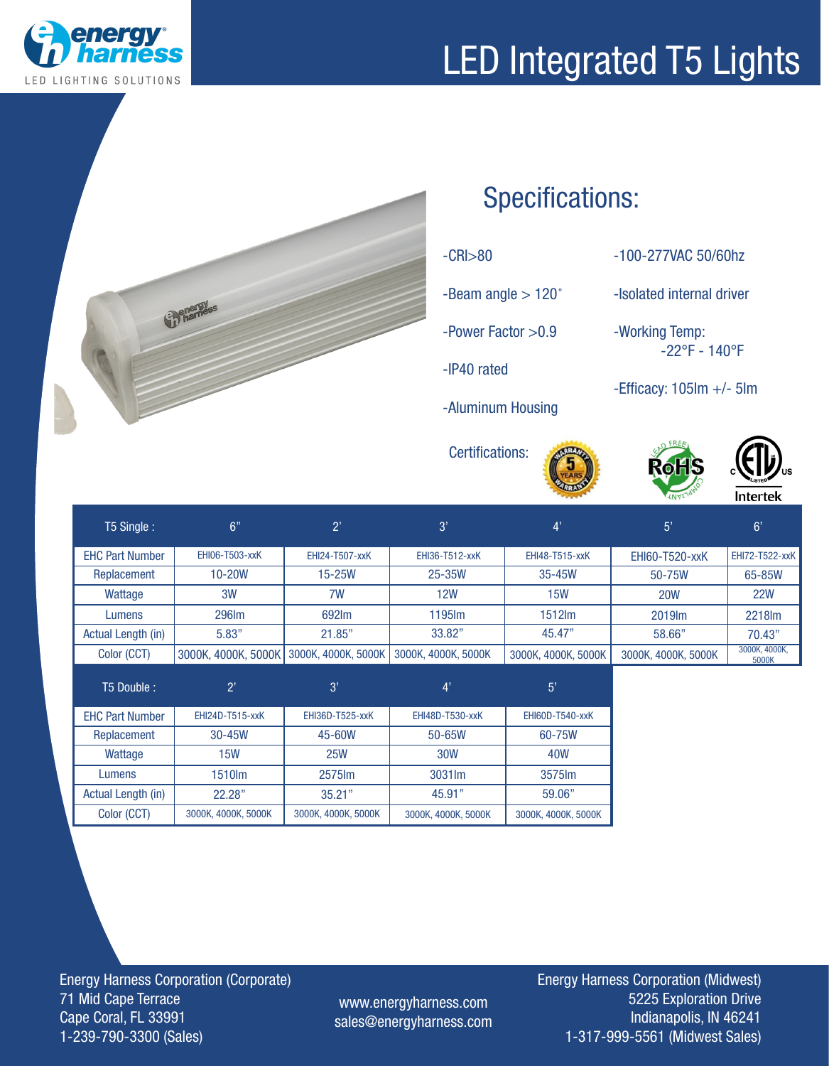# LED Integrated T5 Lights

## Specifications:

- -CRI>80
- -Beam angle > 120˚
- -Power Factor >0.9
- -IP40 rated
- -Aluminum Housing
- -100-277VAC 50/60hz
- -Isolated internal driver
- -Working Temp: -22°F - 140°F
- -Efficacy: 105lm +/- 5lm

Certifications:

| T5 Single : | 6" | 2' | 3' | 4' | 5' | 6' |
|---|---|---|---|---|---|---|
| EHC Part Number | EHI06-T503-xxK | EHI24-T507-xxK | EHI36-T512-xxK | EHI48-T515-xxK | EHI60-T520-xxK | EHI72-T522-xxK |
| Replacement | 10-20W | 15-25W | 25-35W | 35-45W | 50-75W | 65-85W |
| Wattage | 3W | 7W | 12W | 15W | 20W | 22W |
| Lumens | 296lm | 692lm | 1195lm | 1512lm | 2019lm | 2218lm |
| Actual Length (in) | 5.83" | 21.85" | 33.82" | 45.47" | 58.66" | 70.43" |
| Color (CCT) | 3000K, 4000K, 5000K | 3000K, 4000K, 5000K | 3000K, 4000K, 5000K | 3000K, 4000K, 5000K | 3000K, 4000K, 5000K | 3000K, 4000K, 5000K |

| T5 Double : | 2' | 3' | 4' | 5' |
|---|---|---|---|---|
| EHC Part Number | EHI24D-T515-xxK | EHI36D-T525-xxK | EHI48D-T530-xxK | EHI60D-T540-xxK |
| Replacement | 30-45W | 45-60W | 50-65W | 60-75W |
| Wattage | 15W | 25W | 30W | 40W |
| Lumens | 1510lm | 2575lm | 3031lm | 3575lm |
| Actual Length (in) | 22.28" | 35.21" | 45.91" | 59.06" |
| Color (CCT) | 3000K, 4000K, 5000K | 3000K, 4000K, 5000K | 3000K, 4000K, 5000K | 3000K, 4000K, 5000K |

Energy Harness Corporation (Corporate)
71 Mid Cape Terrace
Cape Coral, FL 33991
1-239-790-3300 (Sales)

www.energyharness.com
sales@energyharness.com

Energy Harness Corporation (Midwest)
5225 Exploration Drive
Indianapolis, IN 46241
1-317-999-5561 (Midwest Sales)